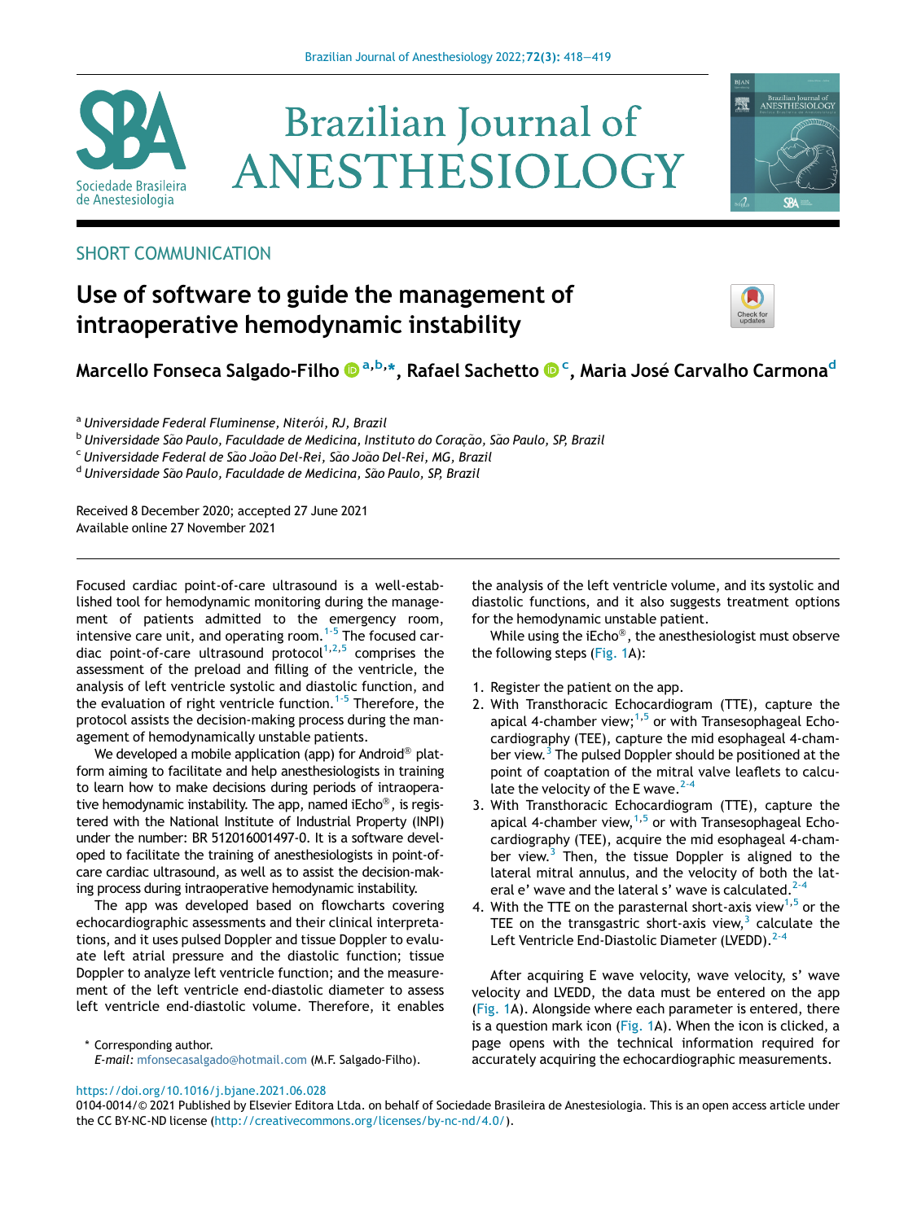SHORT COMMUNICATION

# Use of software to guide the management of intraoperative hemodynamic instability

**Marcello Fonseca Salgado-Filho** [a,b,*], **Rafael Sachetto** [c], **Maria José Carvalho Carmona** [d]

[a] *Universidade Federal Fluminense, Niterói, RJ, Brazil*
[b] *Universidade São Paulo, Faculdade de Medicina, Instituto do Coração, São Paulo, SP, Brazil*
[c] *Universidade Federal de São João Del-Rei, São João Del-Rei, MG, Brazil*
[d] *Universidade São Paulo, Faculdade de Medicina, São Paulo, SP, Brazil*

Received 8 December 2020; accepted 27 June 2021
Available online 27 November 2021

Focused cardiac point-of-care ultrasound is a well-established tool for hemodynamic monitoring during the management of patients admitted to the emergency room, intensive care unit, and operating room.[1-5] The focused cardiac point-of-care ultrasound protocol[1,2,5] comprises the assessment of the preload and filling of the ventricle, the analysis of left ventricle systolic and diastolic function, and the evaluation of right ventricle function.[1-5] Therefore, the protocol assists the decision-making process during the management of hemodynamically unstable patients.

We developed a mobile application (app) for Android® platform aiming to facilitate and help anesthesiologists in training to learn how to make decisions during periods of intraoperative hemodynamic instability. The app, named iEcho®, is registered with the National Institute of Industrial Property (INPI) under the number: BR 512016001497-0. It is a software developed to facilitate the training of anesthesiologists in point-of-care cardiac ultrasound, as well as to assist the decision-making process during intraoperative hemodynamic instability.

The app was developed based on flowcharts covering echocardiographic assessments and their clinical interpretations, and it uses pulsed Doppler and tissue Doppler to evaluate left atrial pressure and the diastolic function; tissue Doppler to analyze left ventricle function; and the measurement of the left ventricle end-diastolic diameter to assess left ventricle end-diastolic volume. Therefore, it enables the analysis of the left ventricle volume, and its systolic and diastolic functions, and it also suggests treatment options for the hemodynamic unstable patient.

While using the iEcho®, the anesthesiologist must observe the following steps (Fig. 1A):

1. Register the patient on the app.
2. With Transthoracic Echocardiogram (TTE), capture the apical 4-chamber view;[1,5] or with Transesophageal Echocardiography (TEE), capture the mid esophageal 4-chamber view.[3] The pulsed Doppler should be positioned at the point of coaptation of the mitral valve leaflets to calculate the velocity of the E wave.[2-4]
3. With Transthoracic Echocardiogram (TTE), capture the apical 4-chamber view,[1,5] or with Transesophageal Echocardiography (TEE), acquire the mid esophageal 4-chamber view.[3] Then, the tissue Doppler is aligned to the lateral mitral annulus, and the velocity of both the lateral e' wave and the lateral s' wave is calculated.[2-4]
4. With the TTE on the parasternal short-axis view[1,5] or the TEE on the transgastric short-axis view,[3] calculate the Left Ventricle End-Diastolic Diameter (LVEDD).[2-4]

After acquiring E wave velocity, wave velocity, s' wave velocity and LVEDD, the data must be entered on the app (Fig. 1A). Alongside where each parameter is entered, there is a question mark icon (Fig. 1A). When the icon is clicked, a page opens with the technical information required for accurately acquiring the echocardiographic measurements.

\* Corresponding author.
*E-mail:* mfonsecasalgado@hotmail.com (M.F. Salgado-Filho).

https://doi.org/10.1016/j.bjane.2021.06.028
0104-0014/© 2021 Published by Elsevier Editora Ltda. on behalf of Sociedade Brasileira de Anestesiologia. This is an open access article under the CC BY-NC-ND license (http://creativecommons.org/licenses/by-nc-nd/4.0/).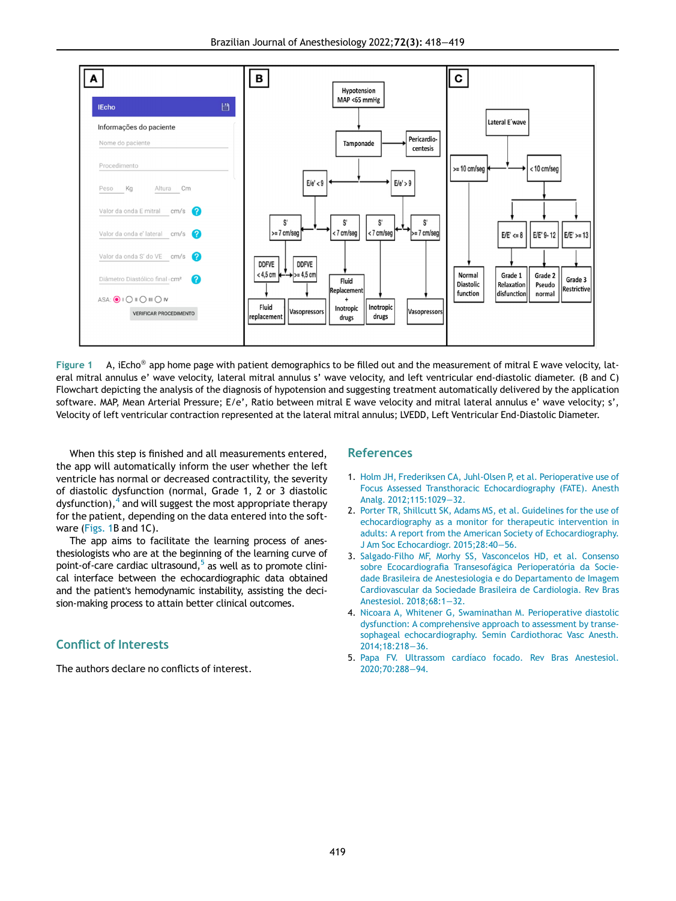A

IEcho

Informações do paciente

Nome do paciente

Procedimento

Peso Kg Altura Cm

Valor da onda E mitral cm/s

Valor da onda e' lateral cm/s

Valor da onda S' do VE cm/s

Diâmetro Diastólico final cm²

ASA: I II III IV

VERIFICAR PROCEDIMENTO

B

Hypotension MAP <65 mmHg

Tamponade

Pericardiocentesis

E/e' < 9

E/e' > 9

S' >= 7 cm/seg

S' < 7 cm/seg

S' < 7 cm/seg

S' >= 7 cm/seg

DDFVE < 4,5 cm

DDFVE >= 4,5 cm

Fluid replacement

Vasopressors

Fluid Replacement + Inotropic drugs

Inotropic drugs

Vasopressors

C

Lateral E'wave

>= 10 cm/seg

< 10 cm/seg

E/E' <= 8

E/E' 9-12

E/E' >= 13

Normal Diastolic function

Grade 1 Relaxation disfunction

Grade 2 Pseudo normal

Grade 3 Restrictive

Figure 1 A, iEcho® app home page with patient demographics to be filled out and the measurement of mitral E wave velocity, lateral mitral annulus e' wave velocity, lateral mitral annulus s' wave velocity, and left ventricular end-diastolic diameter. (B and C) Flowchart depicting the analysis of the diagnosis of hypotension and suggesting treatment automatically delivered by the application software. MAP, Mean Arterial Pressure; E/e', Ratio between mitral E wave velocity and mitral lateral annulus e' wave velocity; s', Velocity of left ventricular contraction represented at the lateral mitral annulus; LVEDD, Left Ventricular End-Diastolic Diameter.

When this step is finished and all measurements entered, the app will automatically inform the user whether the left ventricle has normal or decreased contractility, the severity of diastolic dysfunction (normal, Grade 1, 2 or 3 diastolic dysfunction),[4] and will suggest the most appropriate therapy for the patient, depending on the data entered into the software (Figs. 1B and 1C).

The app aims to facilitate the learning process of anesthesiologists who are at the beginning of the learning curve of point-of-care cardiac ultrasound,[5] as well as to promote clinical interface between the echocardiographic data obtained and the patient's hemodynamic instability, assisting the decision-making process to attain better clinical outcomes.

## Conflict of Interests

The authors declare no conflicts of interest.

## References

1. Holm JH, Frederiksen CA, Juhl-Olsen P, et al. Perioperative use of Focus Assessed Transthoracic Echocardiography (FATE). Anesth Analg. 2012;115:1029–32.
2. Porter TR, Shillcutt SK, Adams MS, et al. Guidelines for the use of echocardiography as a monitor for therapeutic intervention in adults: A report from the American Society of Echocardiography. J Am Soc Echocardiogr. 2015;28:40–56.
3. Salgado-Filho MF, Morhy SS, Vasconcelos HD, et al. Consenso sobre Ecocardiografia Transesofágica Perioperatória da Sociedade Brasileira de Anestesiologia e do Departamento de Imagem Cardiovascular da Sociedade Brasileira de Cardiologia. Rev Bras Anestesiol. 2018;68:1–32.
4. Nicoara A, Whitener G, Swaminathan M. Perioperative diastolic dysfunction: A comprehensive approach to assessment by transesophageal echocardiography. Semin Cardiothorac Vasc Anesth. 2014;18:218–36.
5. Papa FV. Ultrassom cardíaco focado. Rev Bras Anestesiol. 2020;70:288–94.